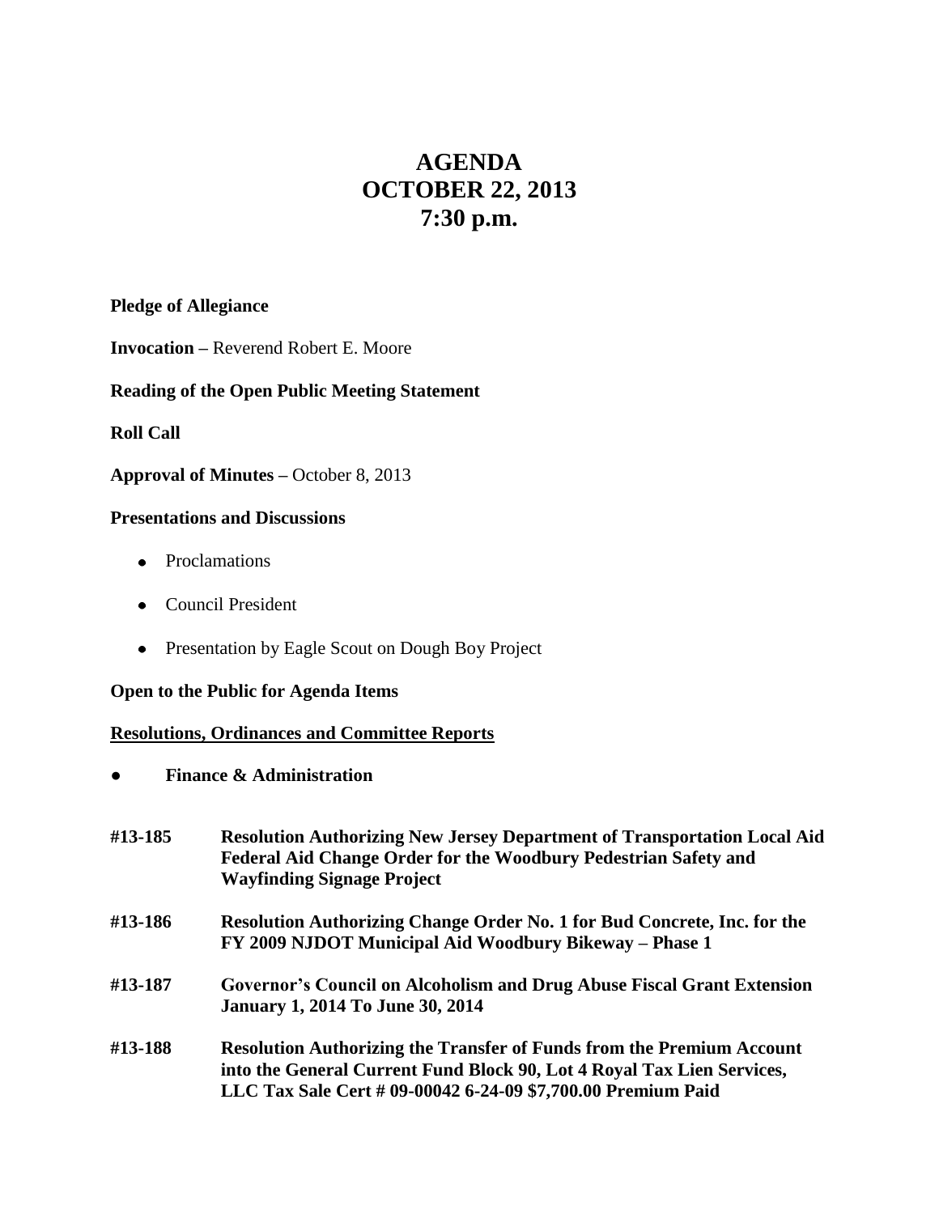# AGENDA
# OCTOBER 22, 2013
# 7:30 p.m.

**Pledge of Allegiance**

**Invocation –** Reverend Robert E. Moore

**Reading of the Open Public Meeting Statement**

**Roll Call**

**Approval of Minutes –** October 8, 2013

**Presentations and Discussions**

- Proclamations
- Council President
- Presentation by Eagle Scout on Dough Boy Project

**Open to the Public for Agenda Items**

**<u>Resolutions, Ordinances and Committee Reports</u>**

- **Finance & Administration**

**#13-185** **Resolution Authorizing New Jersey Department of Transportation Local Aid Federal Aid Change Order for the Woodbury Pedestrian Safety and Wayfinding Signage Project**

**#13-186** **Resolution Authorizing Change Order No. 1 for Bud Concrete, Inc. for the FY 2009 NJDOT Municipal Aid Woodbury Bikeway – Phase 1**

**#13-187** **Governor's Council on Alcoholism and Drug Abuse Fiscal Grant Extension January 1, 2014 To June 30, 2014**

**#13-188** **Resolution Authorizing the Transfer of Funds from the Premium Account into the General Current Fund Block 90, Lot 4 Royal Tax Lien Services, LLC Tax Sale Cert # 09-00042 6-24-09 $7,700.00 Premium Paid**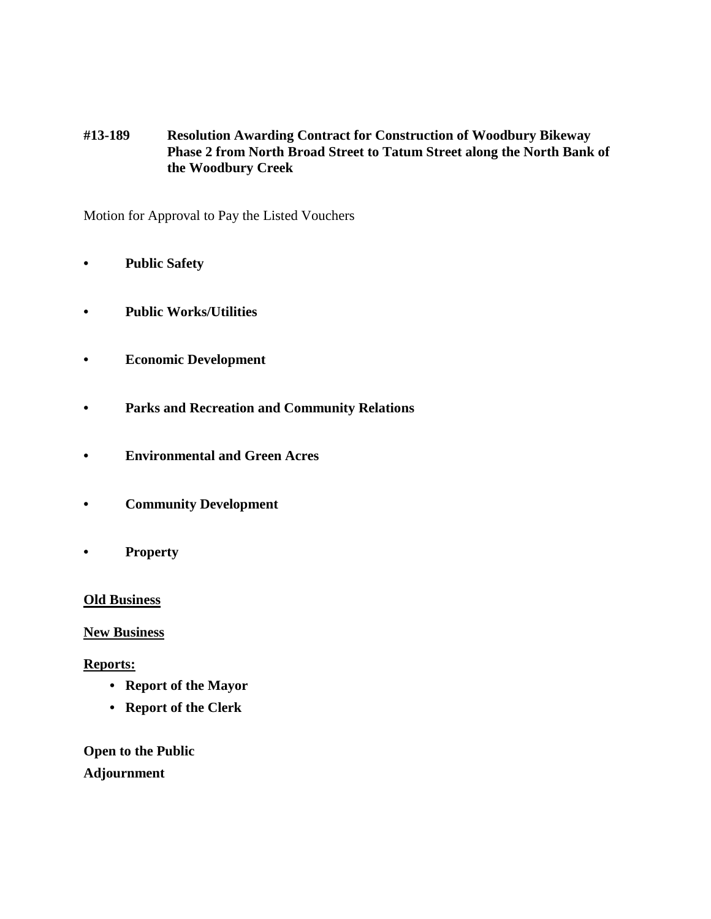**#13-189 Resolution Awarding Contract for Construction of Woodbury Bikeway Phase 2 from North Broad Street to Tatum Street along the North Bank of the Woodbury Creek**

Motion for Approval to Pay the Listed Vouchers

- **Public Safety**
- **Public Works/Utilities**
- **Economic Development**
- **Parks and Recreation and Community Relations**
- **Environmental and Green Acres**
- **Community Development**
- **Property**

**<u>Old Business</u>**

**<u>New Business</u>**

**<u>Reports:</u>**

- **Report of the Mayor**
- **Report of the Clerk**

**Open to the Public**

**Adjournment**